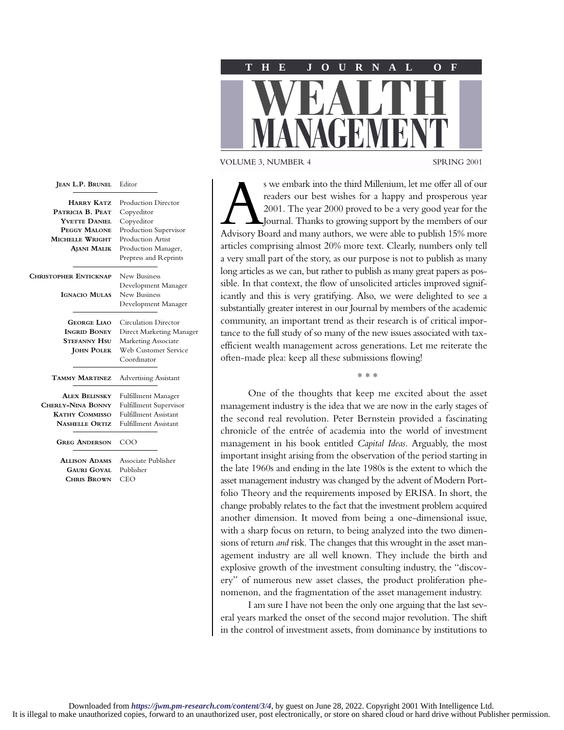# THE JOURNAL OF WEALTH MANAGEMENT

VOLUME 3, NUMBER 4 SPRING 2001

**Jean L.P. Brunel** Editor

**Harry Katz** Production Director
**Patricia B. Peat** Copyeditor
**Yvette Daniel** Copyeditor
**Peggy Malone** Production Supervisor
**Michelle Wright** Production Artist
**Ajani Malik** Production Manager, Prepress and Reprints

**Christopher Enticknap** New Business Development Manager
**Ignacio Mulas** New Business Development Manager

**George Liao** Circulation Director
**Ingrid Boney** Direct Marketing Manager
**Stefanny Hsu** Marketing Associate
**John Polek** Web Customer Service Coordinator

**Tammy Martinez** Advertising Assistant

**Alex Belinsky** Fulfillment Manager
**Cherly-Nina Bonny** Fulfillment Supervisor
**Kathy Commisso** Fulfillment Assistant
**Nashelle Ortiz** Fulfillment Assistant

**Greg Anderson** COO

**Allison Adams** Associate Publisher
**Gauri Goyal** Publisher
**Chris Brown** CEO

As we embark into the third Millenium, let me offer all of our readers our best wishes for a happy and prosperous year 2001. The year 2000 proved to be a very good year for the Journal. Thanks to growing support by the members of our Advisory Board and many authors, we were able to publish 15% more articles comprising almost 20% more text. Clearly, numbers only tell a very small part of the story, as our purpose is not to publish as many long articles as we can, but rather to publish as many great papers as possible. In that context, the flow of unsolicited articles improved significantly and this is very gratifying. Also, we were delighted to see a substantially greater interest in our Journal by members of the academic community, an important trend as their research is of critical importance to the full study of so many of the new issues associated with tax-efficient wealth management across generations. Let me reiterate the often-made plea: keep all these submissions flowing!

\* \* \*

One of the thoughts that keep me excited about the asset management industry is the idea that we are now in the early stages of the second real revolution. Peter Bernstein provided a fascinating chronicle of the entrée of academia into the world of investment management in his book entitled *Capital Ideas*. Arguably, the most important insight arising from the observation of the period starting in the late 1960s and ending in the late 1980s is the extent to which the asset management industry was changed by the advent of Modern Portfolio Theory and the requirements imposed by ERISA. In short, the change probably relates to the fact that the investment problem acquired another dimension. It moved from being a one-dimensional issue, with a sharp focus on return, to being analyzed into the two dimensions of return *and* risk. The changes that this wrought in the asset management industry are all well known. They include the birth and explosive growth of the investment consulting industry, the "discovery" of numerous new asset classes, the product proliferation phenomenon, and the fragmentation of the asset management industry.

I am sure I have not been the only one arguing that the last several years marked the onset of the second major revolution. The shift in the control of investment assets, from dominance by institutions to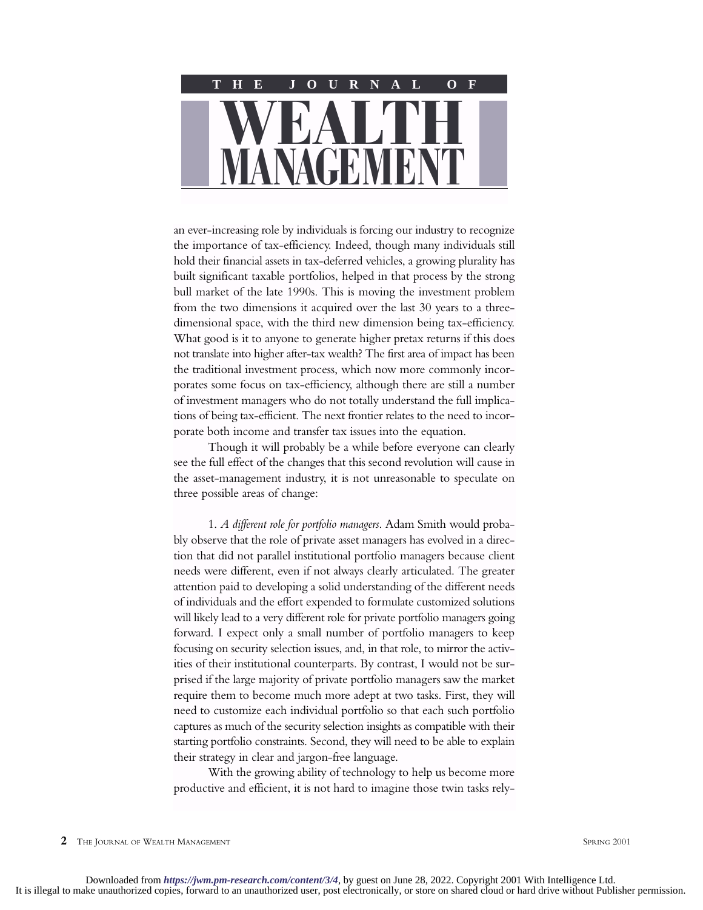an ever-increasing role by individuals is forcing our industry to recognize the importance of tax-efficiency. Indeed, though many individuals still hold their financial assets in tax-deferred vehicles, a growing plurality has built significant taxable portfolios, helped in that process by the strong bull market of the late 1990s. This is moving the investment problem from the two dimensions it acquired over the last 30 years to a three-dimensional space, with the third new dimension being tax-efficiency. What good is it to anyone to generate higher pretax returns if this does not translate into higher after-tax wealth? The first area of impact has been the traditional investment process, which now more commonly incorporates some focus on tax-efficiency, although there are still a number of investment managers who do not totally understand the full implications of being tax-efficient. The next frontier relates to the need to incorporate both income and transfer tax issues into the equation.

Though it will probably be a while before everyone can clearly see the full effect of the changes that this second revolution will cause in the asset-management industry, it is not unreasonable to speculate on three possible areas of change:

1. *A different role for portfolio managers*. Adam Smith would probably observe that the role of private asset managers has evolved in a direction that did not parallel institutional portfolio managers because client needs were different, even if not always clearly articulated. The greater attention paid to developing a solid understanding of the different needs of individuals and the effort expended to formulate customized solutions will likely lead to a very different role for private portfolio managers going forward. I expect only a small number of portfolio managers to keep focusing on security selection issues, and, in that role, to mirror the activities of their institutional counterparts. By contrast, I would not be surprised if the large majority of private portfolio managers saw the market require them to become much more adept at two tasks. First, they will need to customize each individual portfolio so that each such portfolio captures as much of the security selection insights as compatible with their starting portfolio constraints. Second, they will need to be able to explain their strategy in clear and jargon-free language.

With the growing ability of technology to help us become more productive and efficient, it is not hard to imagine those twin tasks rely-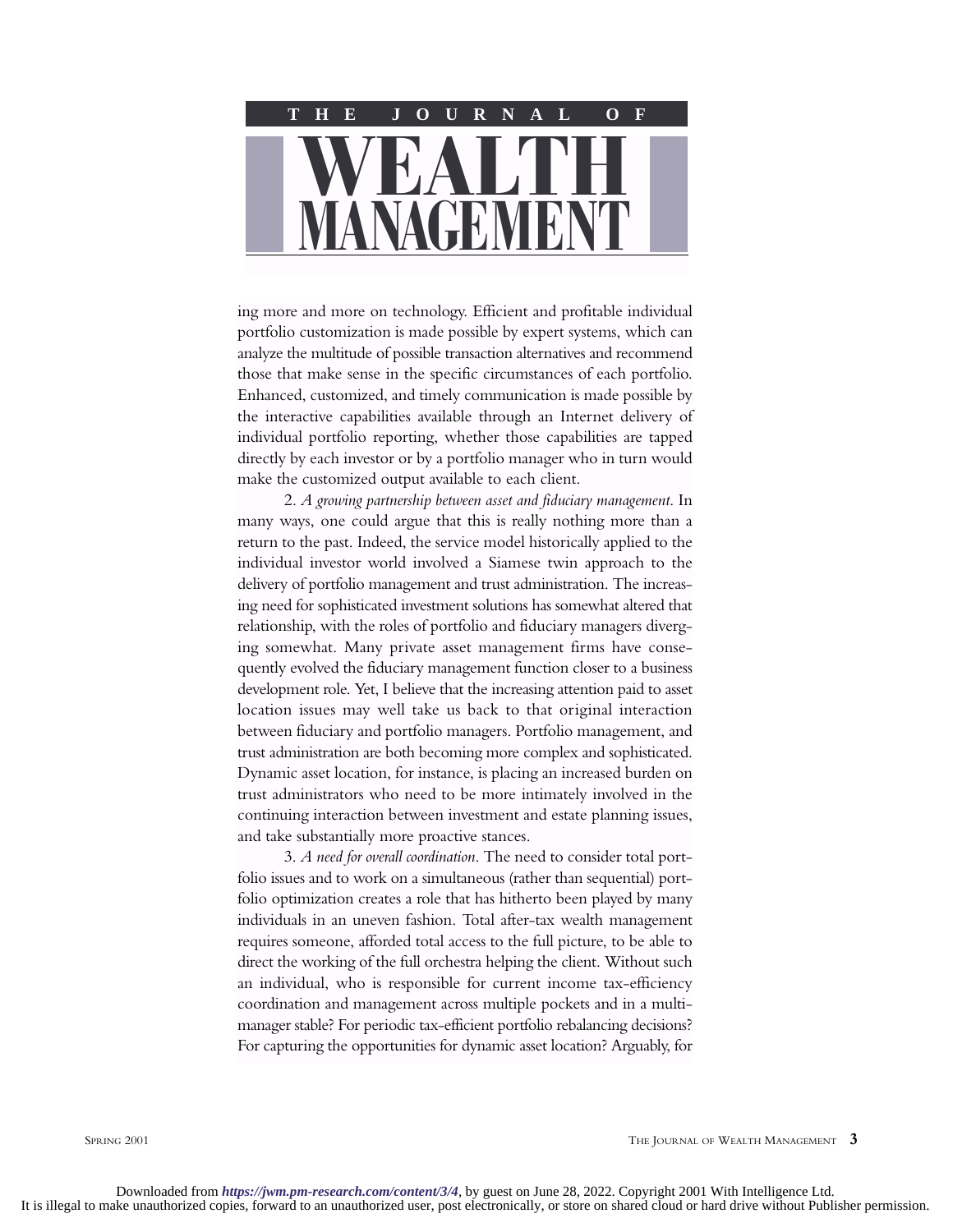ing more and more on technology. Efficient and profitable individual portfolio customization is made possible by expert systems, which can analyze the multitude of possible transaction alternatives and recommend those that make sense in the specific circumstances of each portfolio. Enhanced, customized, and timely communication is made possible by the interactive capabilities available through an Internet delivery of individual portfolio reporting, whether those capabilities are tapped directly by each investor or by a portfolio manager who in turn would make the customized output available to each client.

2. *A growing partnership between asset and fiduciary management.* In many ways, one could argue that this is really nothing more than a return to the past. Indeed, the service model historically applied to the individual investor world involved a Siamese twin approach to the delivery of portfolio management and trust administration. The increasing need for sophisticated investment solutions has somewhat altered that relationship, with the roles of portfolio and fiduciary managers diverging somewhat. Many private asset management firms have consequently evolved the fiduciary management function closer to a business development role. Yet, I believe that the increasing attention paid to asset location issues may well take us back to that original interaction between fiduciary and portfolio managers. Portfolio management, and trust administration are both becoming more complex and sophisticated. Dynamic asset location, for instance, is placing an increased burden on trust administrators who need to be more intimately involved in the continuing interaction between investment and estate planning issues, and take substantially more proactive stances.

3. *A need for overall coordination.* The need to consider total portfolio issues and to work on a simultaneous (rather than sequential) portfolio optimization creates a role that has hitherto been played by many individuals in an uneven fashion. Total after-tax wealth management requires someone, afforded total access to the full picture, to be able to direct the working of the full orchestra helping the client. Without such an individual, who is responsible for current income tax-efficiency coordination and management across multiple pockets and in a multi-manager stable? For periodic tax-efficient portfolio rebalancing decisions? For capturing the opportunities for dynamic asset location? Arguably, for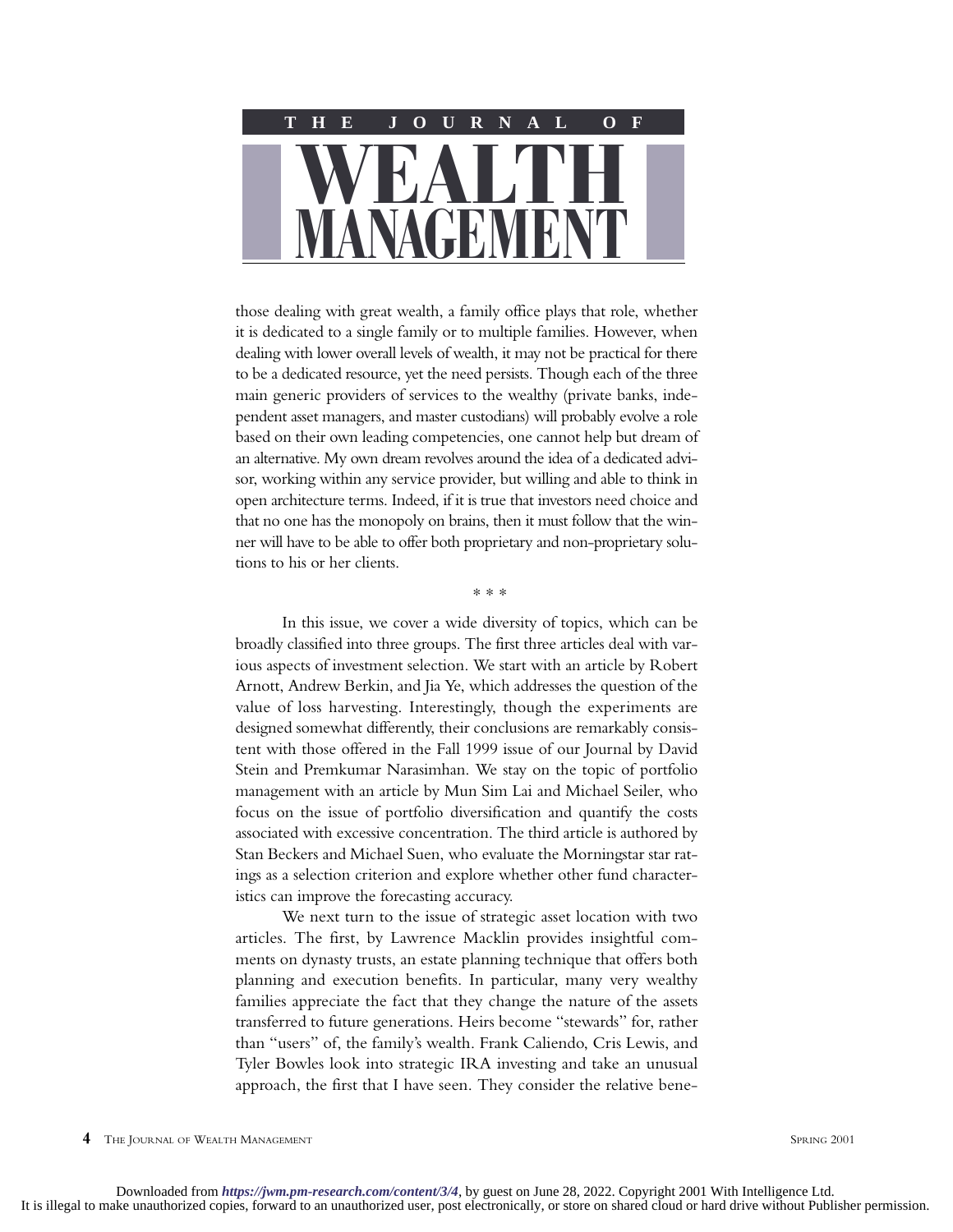those dealing with great wealth, a family office plays that role, whether it is dedicated to a single family or to multiple families. However, when dealing with lower overall levels of wealth, it may not be practical for there to be a dedicated resource, yet the need persists. Though each of the three main generic providers of services to the wealthy (private banks, independent asset managers, and master custodians) will probably evolve a role based on their own leading competencies, one cannot help but dream of an alternative. My own dream revolves around the idea of a dedicated advisor, working within any service provider, but willing and able to think in open architecture terms. Indeed, if it is true that investors need choice and that no one has the monopoly on brains, then it must follow that the winner will have to be able to offer both proprietary and non-proprietary solutions to his or her clients.

\* \* \*

In this issue, we cover a wide diversity of topics, which can be broadly classified into three groups. The first three articles deal with various aspects of investment selection. We start with an article by Robert Arnott, Andrew Berkin, and Jia Ye, which addresses the question of the value of loss harvesting. Interestingly, though the experiments are designed somewhat differently, their conclusions are remarkably consistent with those offered in the Fall 1999 issue of our Journal by David Stein and Premkumar Narasimhan. We stay on the topic of portfolio management with an article by Mun Sim Lai and Michael Seiler, who focus on the issue of portfolio diversification and quantify the costs associated with excessive concentration. The third article is authored by Stan Beckers and Michael Suen, who evaluate the Morningstar star ratings as a selection criterion and explore whether other fund characteristics can improve the forecasting accuracy.

We next turn to the issue of strategic asset location with two articles. The first, by Lawrence Macklin provides insightful comments on dynasty trusts, an estate planning technique that offers both planning and execution benefits. In particular, many very wealthy families appreciate the fact that they change the nature of the assets transferred to future generations. Heirs become "stewards" for, rather than "users" of, the family's wealth. Frank Caliendo, Cris Lewis, and Tyler Bowles look into strategic IRA investing and take an unusual approach, the first that I have seen. They consider the relative bene-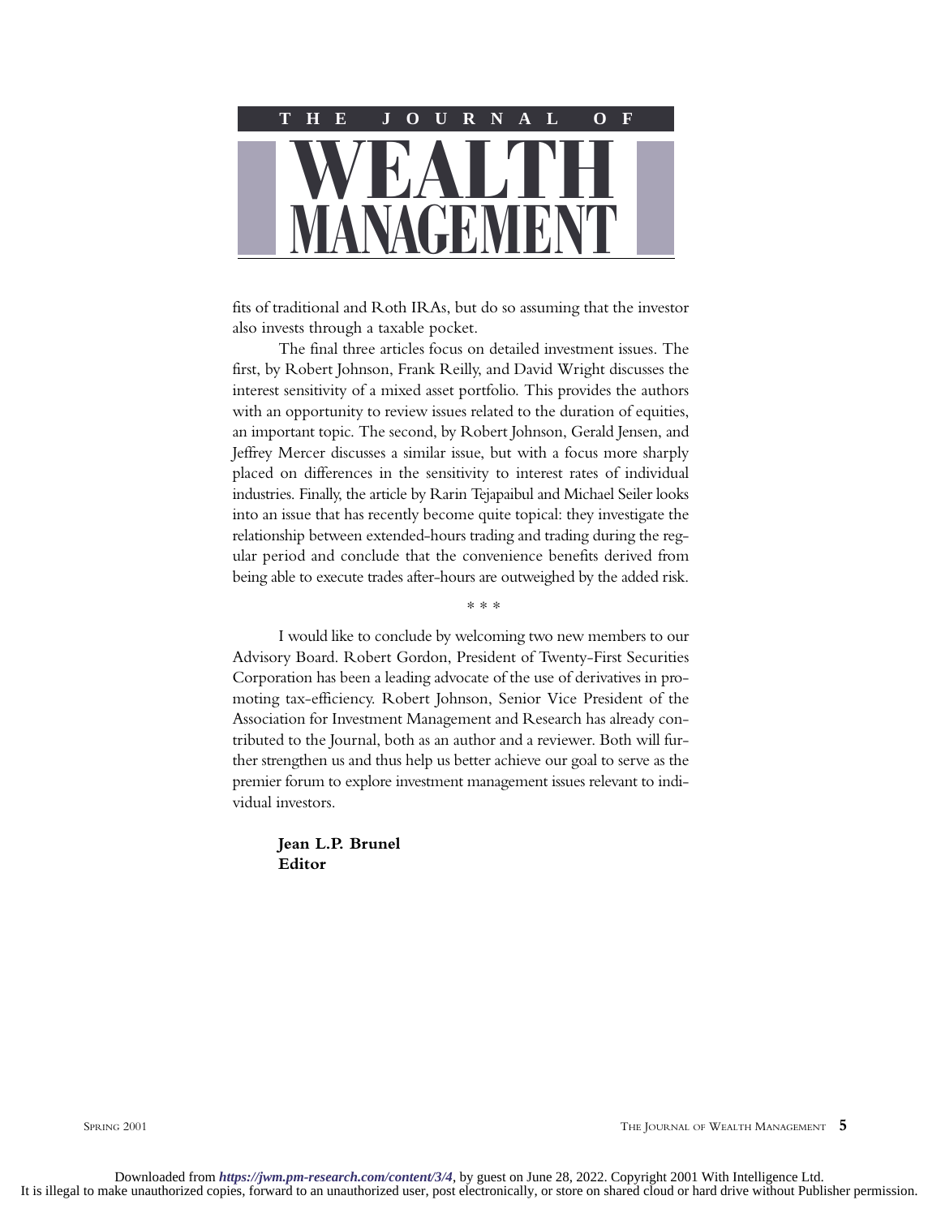fits of traditional and Roth IRAs, but do so assuming that the investor also invests through a taxable pocket.

The final three articles focus on detailed investment issues. The first, by Robert Johnson, Frank Reilly, and David Wright discusses the interest sensitivity of a mixed asset portfolio. This provides the authors with an opportunity to review issues related to the duration of equities, an important topic. The second, by Robert Johnson, Gerald Jensen, and Jeffrey Mercer discusses a similar issue, but with a focus more sharply placed on differences in the sensitivity to interest rates of individual industries. Finally, the article by Rarin Tejapaibul and Michael Seiler looks into an issue that has recently become quite topical: they investigate the relationship between extended-hours trading and trading during the regular period and conclude that the convenience benefits derived from being able to execute trades after-hours are outweighed by the added risk.

\* \* \*

I would like to conclude by welcoming two new members to our Advisory Board. Robert Gordon, President of Twenty-First Securities Corporation has been a leading advocate of the use of derivatives in promoting tax-efficiency. Robert Johnson, Senior Vice President of the Association for Investment Management and Research has already contributed to the Journal, both as an author and a reviewer. Both will further strengthen us and thus help us better achieve our goal to serve as the premier forum to explore investment management issues relevant to individual investors.

**Jean L.P. Brunel**
**Editor**